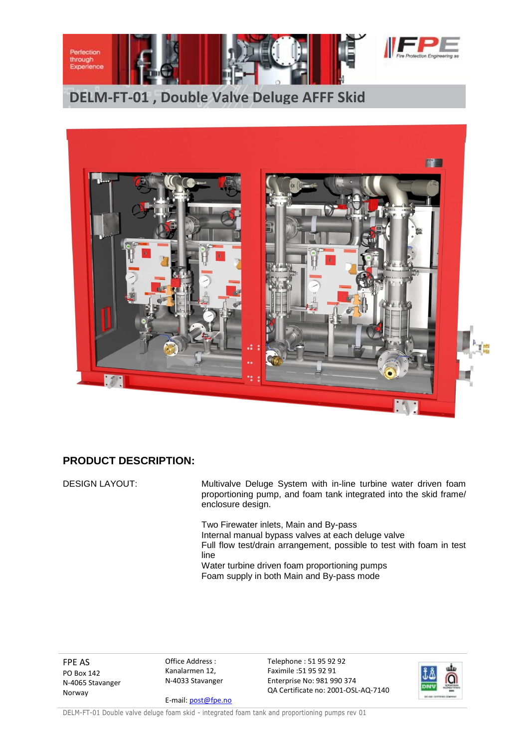# DELM-FT-01 , Double Valve Deluge AFFF Skid

## PRODUCT DESCRIPTION:

DESIGN LAYOUT:

Multivalve Deluge System with in-line turbine water driven foam proportioning pump, and foam tank integrated into the skid frame/ enclosure design.

Two Firewater inlets, Main and By-pass
Internal manual bypass valves at each deluge valve
Full flow test/drain arrangement, possible to test with foam in test line
Water turbine driven foam proportioning pumps
Foam supply in both Main and By-pass mode

FPE AS
PO Box 142
N-4065 Stavanger
Norway

Office Address :
Kanalarmen 12,
N-4033 Stavanger

E-mail: post@fpe.no

Telephone : 51 95 92 92
Faximile :51 95 92 91
Enterprise No: 981 990 374
QA Certificate no: 2001-OSL-AQ-7140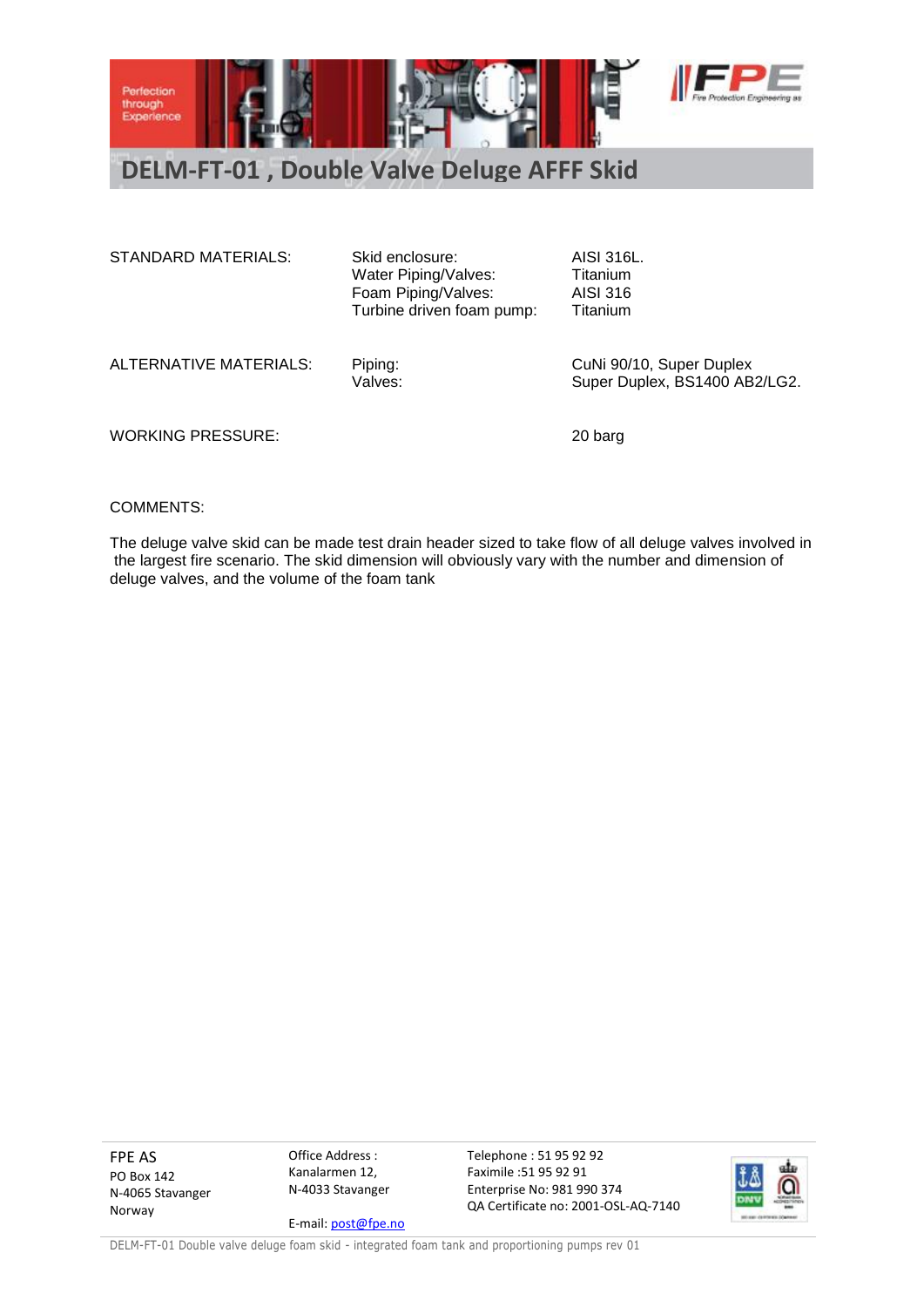# DELM-FT-01 , Double Valve Deluge AFFF Skid

| | | |
|---|---|---|
| STANDARD MATERIALS: | Skid enclosure: | AISI 316L. |
| | Water Piping/Valves: | Titanium |
| | Foam Piping/Valves: | AISI 316 |
| | Turbine driven foam pump: | Titanium |
| ALTERNATIVE MATERIALS: | Piping: | CuNi 90/10, Super Duplex |
| | Valves: | Super Duplex, BS1400 AB2/LG2. |
| WORKING PRESSURE: | | 20 barg |

COMMENTS:

The deluge valve skid can be made test drain header sized to take flow of all deluge valves involved in the largest fire scenario. The skid dimension will obviously vary with the number and dimension of deluge valves, and the volume of the foam tank

FPE AS
PO Box 142
N-4065 Stavanger
Norway

Office Address :
Kanalarmen 12,
N-4033 Stavanger

E-mail: post@fpe.no

Telephone : 51 95 92 92
Faximile :51 95 92 91
Enterprise No: 981 990 374
QA Certificate no: 2001-OSL-AQ-7140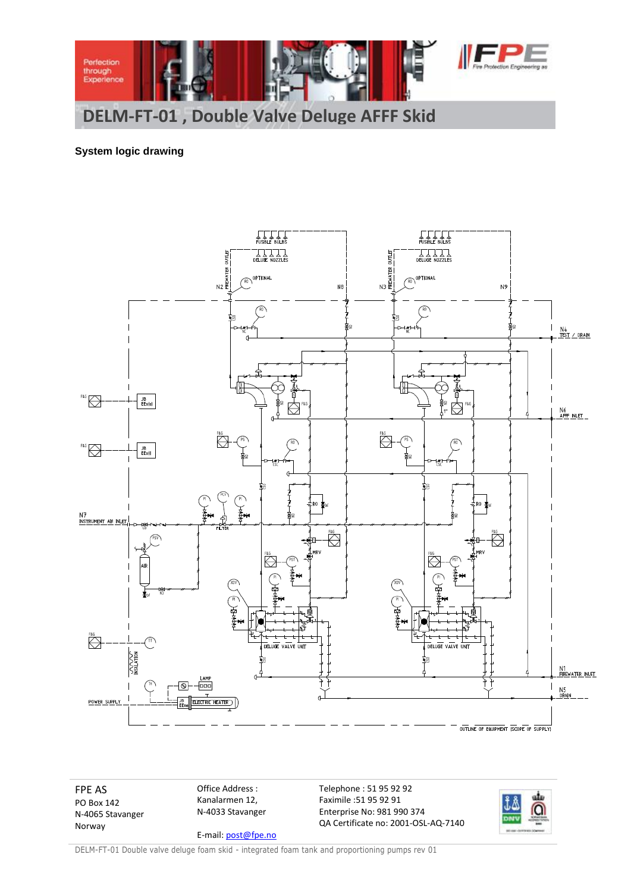# DELM-FT-01 , Double Valve Deluge AFFF Skid

**System logic drawing**

FUSIBLE BULBS

DELUGE NOZZLES

OPTIONAL

FIREWATER OUTLET

N2

N8

N3

N9

N4
TEST / DRAIN

N6
AFFF INLET

N7
INSTRUMENT AIR INLET

FILTER

AIR

MRV

DELUGE VALVE UNIT

INSULATION

LAMP

POWER SUPPLY

ELECTRIC HEATER

N1
FIREWATER INLET

N5
DRAIN

OUTLINE OF EQUIPMENT (SCOPE OF SUPPLY)

FPE AS
PO Box 142
N-4065 Stavanger
Norway

Office Address :
Kanalarmen 12,
N-4033 Stavanger

E-mail: post@fpe.no

Telephone : 51 95 92 92
Faximile :51 95 92 91
Enterprise No: 981 990 374
QA Certificate no: 2001-OSL-AQ-7140